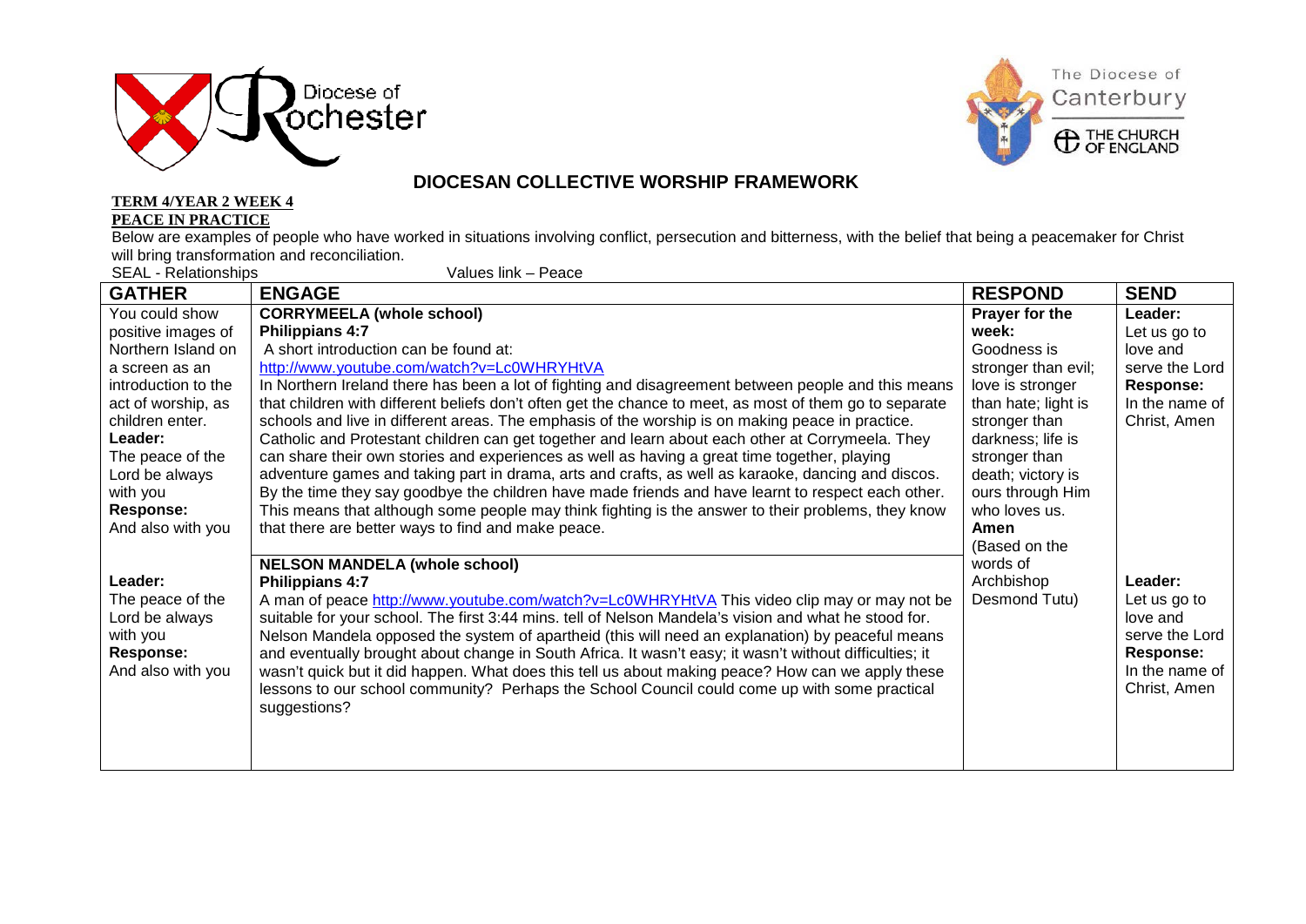Diocese of Rochester

The Diocese of Canterbury
THE CHURCH OF ENGLAND

## DIOCESAN COLLECTIVE WORSHIP FRAMEWORK

**TERM 4/YEAR 2 WEEK 4**

**PEACE IN PRACTICE**

Below are examples of people who have worked in situations involving conflict, persecution and bitterness, with the belief that being a peacemaker for Christ will bring transformation and reconciliation.

SEAL - Relationships Values link – Peace

| GATHER | ENGAGE | RESPOND | SEND |
|---|---|---|---|
| You could show positive images of Northern Island on a screen as an introduction to the act of worship, as children enter.<br>**Leader:**<br>The peace of the Lord be always with you<br>**Response:**<br>And also with you | **CORRYMEELA (whole school)**<br>**Philippians 4:7**<br>A short introduction can be found at:<br>http://www.youtube.com/watch?v=Lc0WHRYHtVA<br>In Northern Ireland there has been a lot of fighting and disagreement between people and this means that children with different beliefs don't often get the chance to meet, as most of them go to separate schools and live in different areas. The emphasis of the worship is on making peace in practice. Catholic and Protestant children can get together and learn about each other at Corrymeela. They can share their own stories and experiences as well as having a great time together, playing adventure games and taking part in drama, arts and crafts, as well as karaoke, dancing and discos. By the time they say goodbye the children have made friends and have learnt to respect each other. This means that although some people may think fighting is the answer to their problems, they know that there are better ways to find and make peace. | **Prayer for the week:**<br>Goodness is stronger than evil; love is stronger than hate; light is stronger than darkness; life is stronger than death; victory is ours through Him who loves us.<br>**Amen**<br>(Based on the words of Archbishop Desmond Tutu) | **Leader:**<br>Let us go to love and serve the Lord<br>**Response:**<br>In the name of Christ, Amen |
| **Leader:**<br>The peace of the Lord be always with you<br>**Response:**<br>And also with you | **NELSON MANDELA (whole school)**<br>**Philippians 4:7**<br>A man of peace http://www.youtube.com/watch?v=Lc0WHRYHtVA This video clip may or may not be suitable for your school. The first 3:44 mins. tell of Nelson Mandela's vision and what he stood for. Nelson Mandela opposed the system of apartheid (this will need an explanation) by peaceful means and eventually brought about change in South Africa. It wasn't easy; it wasn't without difficulties; it wasn't quick but it did happen. What does this tell us about making peace? How can we apply these lessons to our school community? Perhaps the School Council could come up with some practical suggestions? | | **Leader:**<br>Let us go to love and serve the Lord<br>**Response:**<br>In the name of Christ, Amen |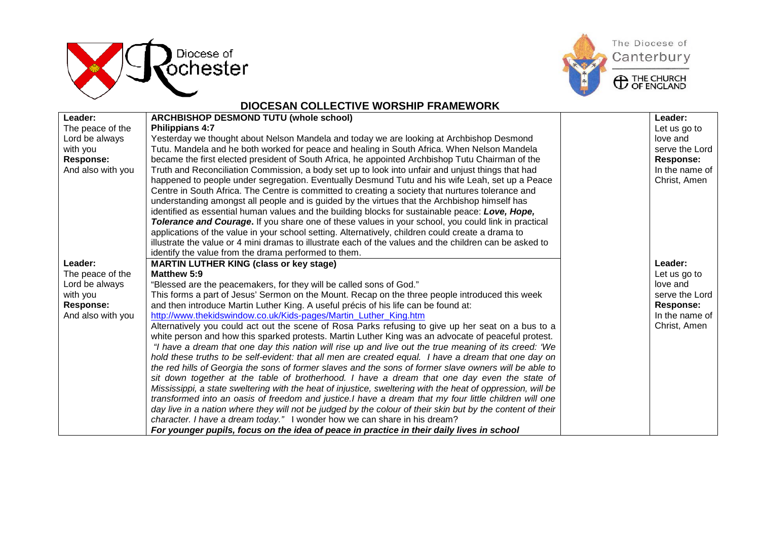## DIOCESAN COLLECTIVE WORSHIP FRAMEWORK

| | | | |
|---|---|---|---|
| **Leader:**<br>The peace of the Lord be always with you<br>**Response:**<br>And also with you | **ARCHBISHOP DESMOND TUTU (whole school)**<br>**Philippians 4:7**<br>Yesterday we thought about Nelson Mandela and today we are looking at Archbishop Desmond Tutu. Mandela and he both worked for peace and healing in South Africa. When Nelson Mandela became the first elected president of South Africa, he appointed Archbishop Tutu Chairman of the Truth and Reconciliation Commission, a body set up to look into unfair and unjust things that had happened to people under segregation. Eventually Desmond Tutu and his wife Leah, set up a Peace Centre in South Africa. The Centre is committed to creating a society that nurtures tolerance and understanding amongst all people and is guided by the virtues that the Archbishop himself has identified as essential human values and the building blocks for sustainable peace: ***Love, Hope, Tolerance and Courage***. If you share one of these values in your school, you could link in practical applications of the value in your school setting. Alternatively, children could create a drama to illustrate the value or 4 mini dramas to illustrate each of the values and the children can be asked to identify the value from the drama performed to them. | | **Leader:**<br>Let us go to love and serve the Lord<br>**Response:**<br>In the name of Christ, Amen |
| **Leader:**<br>The peace of the Lord be always with you<br>**Response:**<br>And also with you | **MARTIN LUTHER KING (class or key stage)**<br>**Matthew 5:9**<br>"Blessed are the peacemakers, for they will be called sons of God."<br>This forms a part of Jesus' Sermon on the Mount. Recap on the three people introduced this week and then introduce Martin Luther King. A useful précis of his life can be found at:<br>http://www.thekidswindow.co.uk/Kids-pages/Martin_Luther_King.htm<br>Alternatively you could act out the scene of Rosa Parks refusing to give up her seat on a bus to a white person and how this sparked protests. Martin Luther King was an advocate of peaceful protest.<br>*"I have a dream that one day this nation will rise up and live out the true meaning of its creed: 'We hold these truths to be self-evident: that all men are created equal. I have a dream that one day on the red hills of Georgia the sons of former slaves and the sons of former slave owners will be able to sit down together at the table of brotherhood. I have a dream that one day even the state of Mississippi, a state sweltering with the heat of injustice, sweltering with the heat of oppression, will be transformed into an oasis of freedom and justice.I have a dream that my four little children will one day live in a nation where they will not be judged by the colour of their skin but by the content of their character. I have a dream today."* I wonder how we can share in his dream?<br>***For younger pupils, focus on the idea of peace in practice in their daily lives in school*** | | **Leader:**<br>Let us go to love and serve the Lord<br>**Response:**<br>In the name of Christ, Amen |